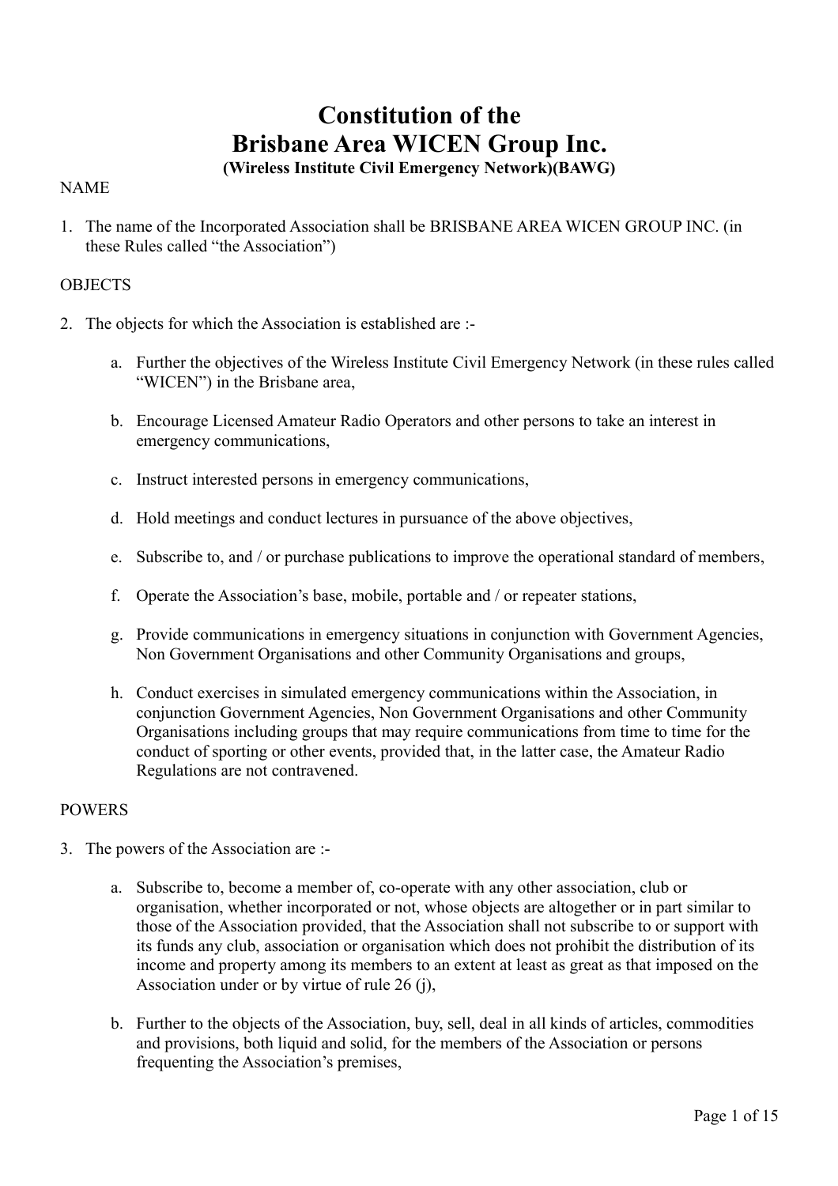# Constitution of the Brisbane Area WICEN Group Inc.

**(Wireless Institute Civil Emergency Network)(BAWG)**

NAME

1. The name of the Incorporated Association shall be BRISBANE AREA WICEN GROUP INC. (in these Rules called "the Association")

OBJECTS

2. The objects for which the Association is established are :-

    a. Further the objectives of the Wireless Institute Civil Emergency Network (in these rules called "WICEN") in the Brisbane area,

    b. Encourage Licensed Amateur Radio Operators and other persons to take an interest in emergency communications,

    c. Instruct interested persons in emergency communications,

    d. Hold meetings and conduct lectures in pursuance of the above objectives,

    e. Subscribe to, and / or purchase publications to improve the operational standard of members,

    f. Operate the Association's base, mobile, portable and / or repeater stations,

    g. Provide communications in emergency situations in conjunction with Government Agencies, Non Government Organisations and other Community Organisations and groups,

    h. Conduct exercises in simulated emergency communications within the Association, in conjunction Government Agencies, Non Government Organisations and other Community Organisations including groups that may require communications from time to time for the conduct of sporting or other events, provided that, in the latter case, the Amateur Radio Regulations are not contravened.

POWERS

3. The powers of the Association are :-

    a. Subscribe to, become a member of, co-operate with any other association, club or organisation, whether incorporated or not, whose objects are altogether or in part similar to those of the Association provided, that the Association shall not subscribe to or support with its funds any club, association or organisation which does not prohibit the distribution of its income and property among its members to an extent at least as great as that imposed on the Association under or by virtue of rule 26 (j),

    b. Further to the objects of the Association, buy, sell, deal in all kinds of articles, commodities and provisions, both liquid and solid, for the members of the Association or persons frequenting the Association's premises,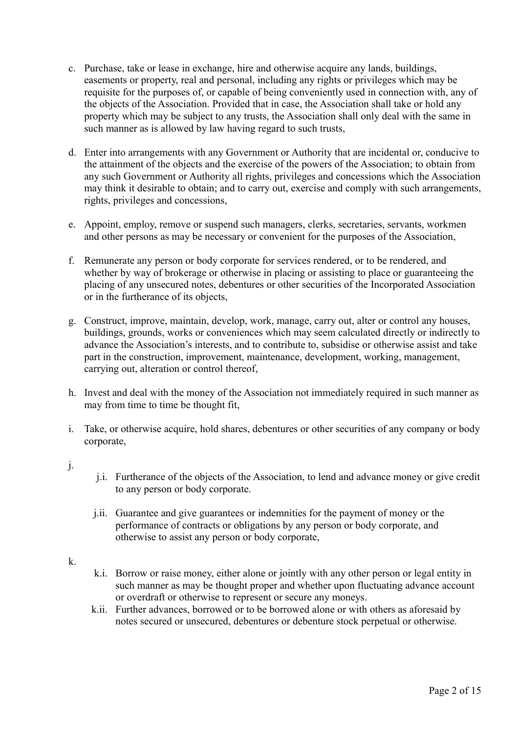c. Purchase, take or lease in exchange, hire and otherwise acquire any lands, buildings, easements or property, real and personal, including any rights or privileges which may be requisite for the purposes of, or capable of being conveniently used in connection with, any of the objects of the Association. Provided that in case, the Association shall take or hold any property which may be subject to any trusts, the Association shall only deal with the same in such manner as is allowed by law having regard to such trusts,

d. Enter into arrangements with any Government or Authority that are incidental or, conducive to the attainment of the objects and the exercise of the powers of the Association; to obtain from any such Government or Authority all rights, privileges and concessions which the Association may think it desirable to obtain; and to carry out, exercise and comply with such arrangements, rights, privileges and concessions,

e. Appoint, employ, remove or suspend such managers, clerks, secretaries, servants, workmen and other persons as may be necessary or convenient for the purposes of the Association,

f. Remunerate any person or body corporate for services rendered, or to be rendered, and whether by way of brokerage or otherwise in placing or assisting to place or guaranteeing the placing of any unsecured notes, debentures or other securities of the Incorporated Association or in the furtherance of its objects,

g. Construct, improve, maintain, develop, work, manage, carry out, alter or control any houses, buildings, grounds, works or conveniences which may seem calculated directly or indirectly to advance the Association's interests, and to contribute to, subsidise or otherwise assist and take part in the construction, improvement, maintenance, development, working, management, carrying out, alteration or control thereof,

h. Invest and deal with the money of the Association not immediately required in such manner as may from time to time be thought fit,

i. Take, or otherwise acquire, hold shares, debentures or other securities of any company or body corporate,

j.
   - j.i. Furtherance of the objects of the Association, to lend and advance money or give credit to any person or body corporate.
   - j.ii. Guarantee and give guarantees or indemnities for the payment of money or the performance of contracts or obligations by any person or body corporate, and otherwise to assist any person or body corporate,

k.
   - k.i. Borrow or raise money, either alone or jointly with any other person or legal entity in such manner as may be thought proper and whether upon fluctuating advance account or overdraft or otherwise to represent or secure any moneys.
   - k.ii. Further advances, borrowed or to be borrowed alone or with others as aforesaid by notes secured or unsecured, debentures or debenture stock perpetual or otherwise.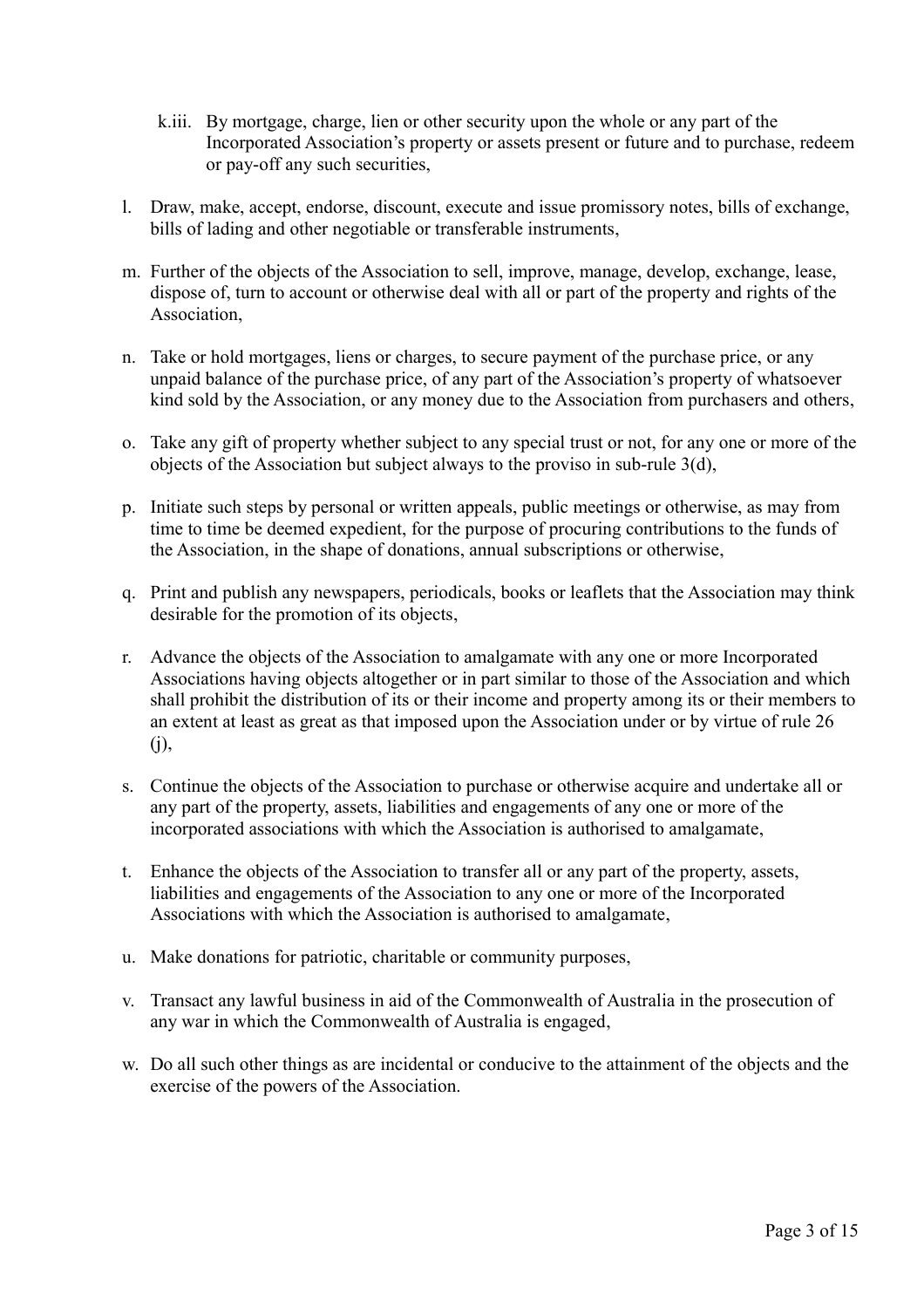k.iii. By mortgage, charge, lien or other security upon the whole or any part of the Incorporated Association's property or assets present or future and to purchase, redeem or pay-off any such securities,

l. Draw, make, accept, endorse, discount, execute and issue promissory notes, bills of exchange, bills of lading and other negotiable or transferable instruments,

m. Further of the objects of the Association to sell, improve, manage, develop, exchange, lease, dispose of, turn to account or otherwise deal with all or part of the property and rights of the Association,

n. Take or hold mortgages, liens or charges, to secure payment of the purchase price, or any unpaid balance of the purchase price, of any part of the Association's property of whatsoever kind sold by the Association, or any money due to the Association from purchasers and others,

o. Take any gift of property whether subject to any special trust or not, for any one or more of the objects of the Association but subject always to the proviso in sub-rule 3(d),

p. Initiate such steps by personal or written appeals, public meetings or otherwise, as may from time to time be deemed expedient, for the purpose of procuring contributions to the funds of the Association, in the shape of donations, annual subscriptions or otherwise,

q. Print and publish any newspapers, periodicals, books or leaflets that the Association may think desirable for the promotion of its objects,

r. Advance the objects of the Association to amalgamate with any one or more Incorporated Associations having objects altogether or in part similar to those of the Association and which shall prohibit the distribution of its or their income and property among its or their members to an extent at least as great as that imposed upon the Association under or by virtue of rule 26 (j),

s. Continue the objects of the Association to purchase or otherwise acquire and undertake all or any part of the property, assets, liabilities and engagements of any one or more of the incorporated associations with which the Association is authorised to amalgamate,

t. Enhance the objects of the Association to transfer all or any part of the property, assets, liabilities and engagements of the Association to any one or more of the Incorporated Associations with which the Association is authorised to amalgamate,

u. Make donations for patriotic, charitable or community purposes,

v. Transact any lawful business in aid of the Commonwealth of Australia in the prosecution of any war in which the Commonwealth of Australia is engaged,

w. Do all such other things as are incidental or conducive to the attainment of the objects and the exercise of the powers of the Association.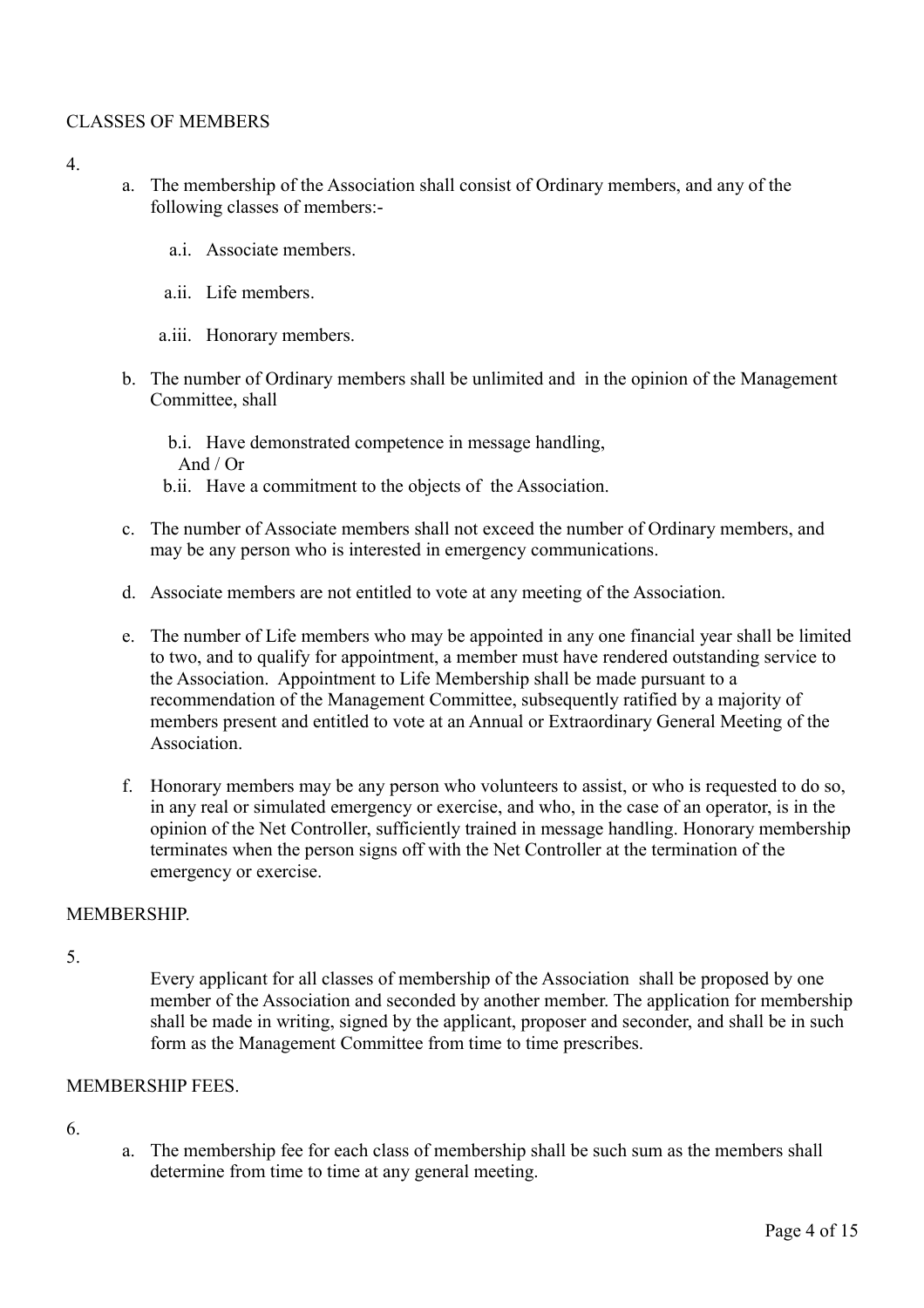## CLASSES OF MEMBERS

4.

a. The membership of the Association shall consist of Ordinary members, and any of the following classes of members:-

   a.i. Associate members.

   a.ii. Life members.

   a.iii. Honorary members.

b. The number of Ordinary members shall be unlimited and in the opinion of the Management Committee, shall

   b.i. Have demonstrated competence in message handling,
   And / Or
   b.ii. Have a commitment to the objects of the Association.

c. The number of Associate members shall not exceed the number of Ordinary members, and may be any person who is interested in emergency communications.

d. Associate members are not entitled to vote at any meeting of the Association.

e. The number of Life members who may be appointed in any one financial year shall be limited to two, and to qualify for appointment, a member must have rendered outstanding service to the Association. Appointment to Life Membership shall be made pursuant to a recommendation of the Management Committee, subsequently ratified by a majority of members present and entitled to vote at an Annual or Extraordinary General Meeting of the Association.

f. Honorary members may be any person who volunteers to assist, or who is requested to do so, in any real or simulated emergency or exercise, and who, in the case of an operator, is in the opinion of the Net Controller, sufficiently trained in message handling. Honorary membership terminates when the person signs off with the Net Controller at the termination of the emergency or exercise.

## MEMBERSHIP.

5.

Every applicant for all classes of membership of the Association shall be proposed by one member of the Association and seconded by another member. The application for membership shall be made in writing, signed by the applicant, proposer and seconder, and shall be in such form as the Management Committee from time to time prescribes.

## MEMBERSHIP FEES.

6.

a. The membership fee for each class of membership shall be such sum as the members shall determine from time to time at any general meeting.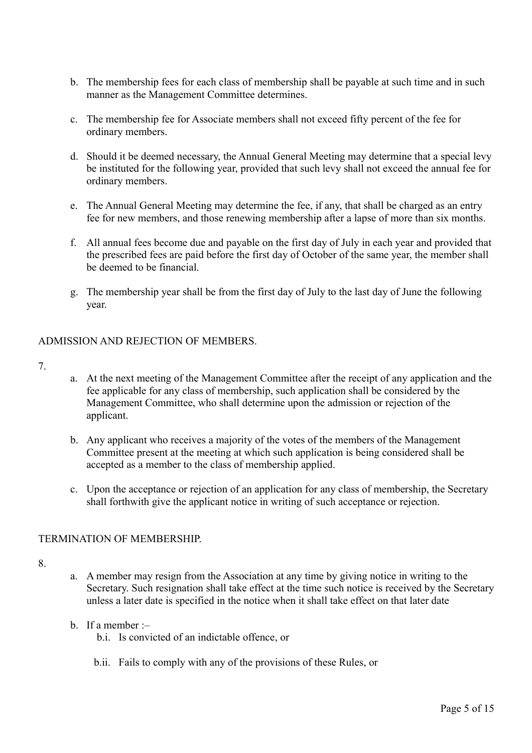b. The membership fees for each class of membership shall be payable at such time and in such manner as the Management Committee determines.

c. The membership fee for Associate members shall not exceed fifty percent of the fee for ordinary members.

d. Should it be deemed necessary, the Annual General Meeting may determine that a special levy be instituted for the following year, provided that such levy shall not exceed the annual fee for ordinary members.

e. The Annual General Meeting may determine the fee, if any, that shall be charged as an entry fee for new members, and those renewing membership after a lapse of more than six months.

f. All annual fees become due and payable on the first day of July in each year and provided that the prescribed fees are paid before the first day of October of the same year, the member shall be deemed to be financial.

g. The membership year shall be from the first day of July to the last day of June the following year.

ADMISSION AND REJECTION OF MEMBERS.

7.

a. At the next meeting of the Management Committee after the receipt of any application and the fee applicable for any class of membership, such application shall be considered by the Management Committee, who shall determine upon the admission or rejection of the applicant.

b. Any applicant who receives a majority of the votes of the members of the Management Committee present at the meeting at which such application is being considered shall be accepted as a member to the class of membership applied.

c. Upon the acceptance or rejection of an application for any class of membership, the Secretary shall forthwith give the applicant notice in writing of such acceptance or rejection.

TERMINATION OF MEMBERSHIP.

8.

a. A member may resign from the Association at any time by giving notice in writing to the Secretary. Such resignation shall take effect at the time such notice is received by the Secretary unless a later date is specified in the notice when it shall take effect on that later date

b. If a member :–

   b.i. Is convicted of an indictable offence, or

   b.ii. Fails to comply with any of the provisions of these Rules, or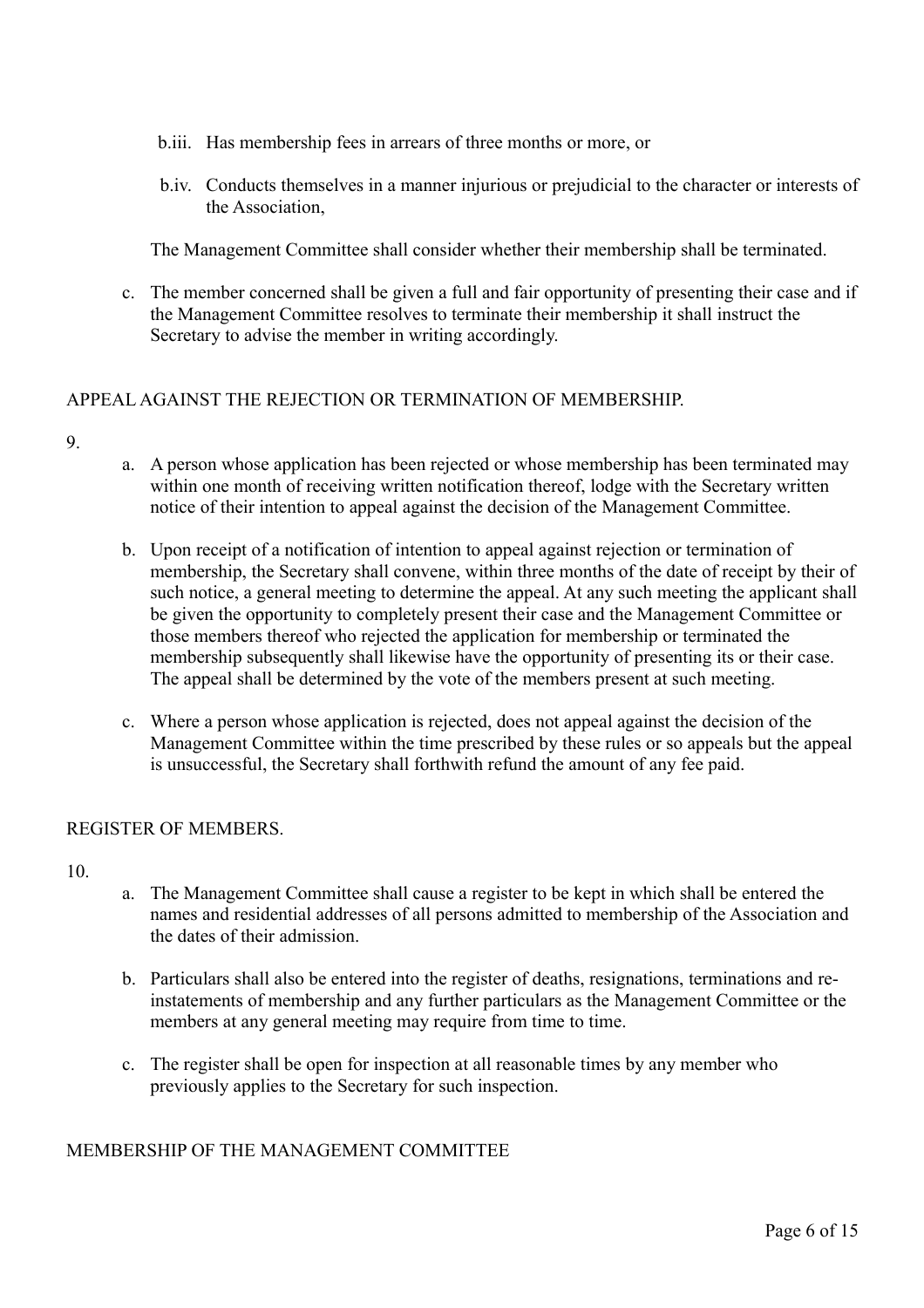b.iii. Has membership fees in arrears of three months or more, or

b.iv. Conducts themselves in a manner injurious or prejudicial to the character or interests of the Association,

The Management Committee shall consider whether their membership shall be terminated.

c. The member concerned shall be given a full and fair opportunity of presenting their case and if the Management Committee resolves to terminate their membership it shall instruct the Secretary to advise the member in writing accordingly.

## APPEAL AGAINST THE REJECTION OR TERMINATION OF MEMBERSHIP.

9.

a. A person whose application has been rejected or whose membership has been terminated may within one month of receiving written notification thereof, lodge with the Secretary written notice of their intention to appeal against the decision of the Management Committee.

b. Upon receipt of a notification of intention to appeal against rejection or termination of membership, the Secretary shall convene, within three months of the date of receipt by their of such notice, a general meeting to determine the appeal. At any such meeting the applicant shall be given the opportunity to completely present their case and the Management Committee or those members thereof who rejected the application for membership or terminated the membership subsequently shall likewise have the opportunity of presenting its or their case. The appeal shall be determined by the vote of the members present at such meeting.

c. Where a person whose application is rejected, does not appeal against the decision of the Management Committee within the time prescribed by these rules or so appeals but the appeal is unsuccessful, the Secretary shall forthwith refund the amount of any fee paid.

## REGISTER OF MEMBERS.

10.

a. The Management Committee shall cause a register to be kept in which shall be entered the names and residential addresses of all persons admitted to membership of the Association and the dates of their admission.

b. Particulars shall also be entered into the register of deaths, resignations, terminations and re-instatements of membership and any further particulars as the Management Committee or the members at any general meeting may require from time to time.

c. The register shall be open for inspection at all reasonable times by any member who previously applies to the Secretary for such inspection.

## MEMBERSHIP OF THE MANAGEMENT COMMITTEE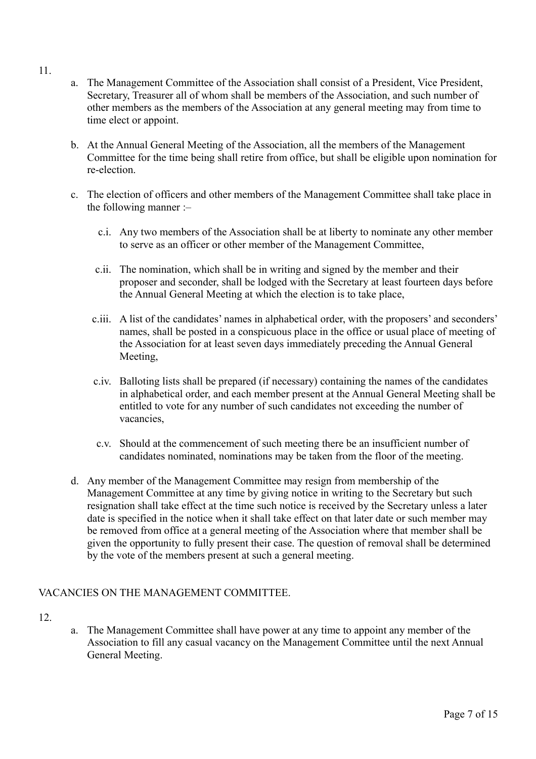11.

a. The Management Committee of the Association shall consist of a President, Vice President, Secretary, Treasurer all of whom shall be members of the Association, and such number of other members as the members of the Association at any general meeting may from time to time elect or appoint.

b. At the Annual General Meeting of the Association, all the members of the Management Committee for the time being shall retire from office, but shall be eligible upon nomination for re-election.

c. The election of officers and other members of the Management Committee shall take place in the following manner :–

   c.i. Any two members of the Association shall be at liberty to nominate any other member to serve as an officer or other member of the Management Committee,

   c.ii. The nomination, which shall be in writing and signed by the member and their proposer and seconder, shall be lodged with the Secretary at least fourteen days before the Annual General Meeting at which the election is to take place,

   c.iii. A list of the candidates' names in alphabetical order, with the proposers' and seconders' names, shall be posted in a conspicuous place in the office or usual place of meeting of the Association for at least seven days immediately preceding the Annual General Meeting,

   c.iv. Balloting lists shall be prepared (if necessary) containing the names of the candidates in alphabetical order, and each member present at the Annual General Meeting shall be entitled to vote for any number of such candidates not exceeding the number of vacancies,

   c.v. Should at the commencement of such meeting there be an insufficient number of candidates nominated, nominations may be taken from the floor of the meeting.

d. Any member of the Management Committee may resign from membership of the Management Committee at any time by giving notice in writing to the Secretary but such resignation shall take effect at the time such notice is received by the Secretary unless a later date is specified in the notice when it shall take effect on that later date or such member may be removed from office at a general meeting of the Association where that member shall be given the opportunity to fully present their case. The question of removal shall be determined by the vote of the members present at such a general meeting.

VACANCIES ON THE MANAGEMENT COMMITTEE.

12.

a. The Management Committee shall have power at any time to appoint any member of the Association to fill any casual vacancy on the Management Committee until the next Annual General Meeting.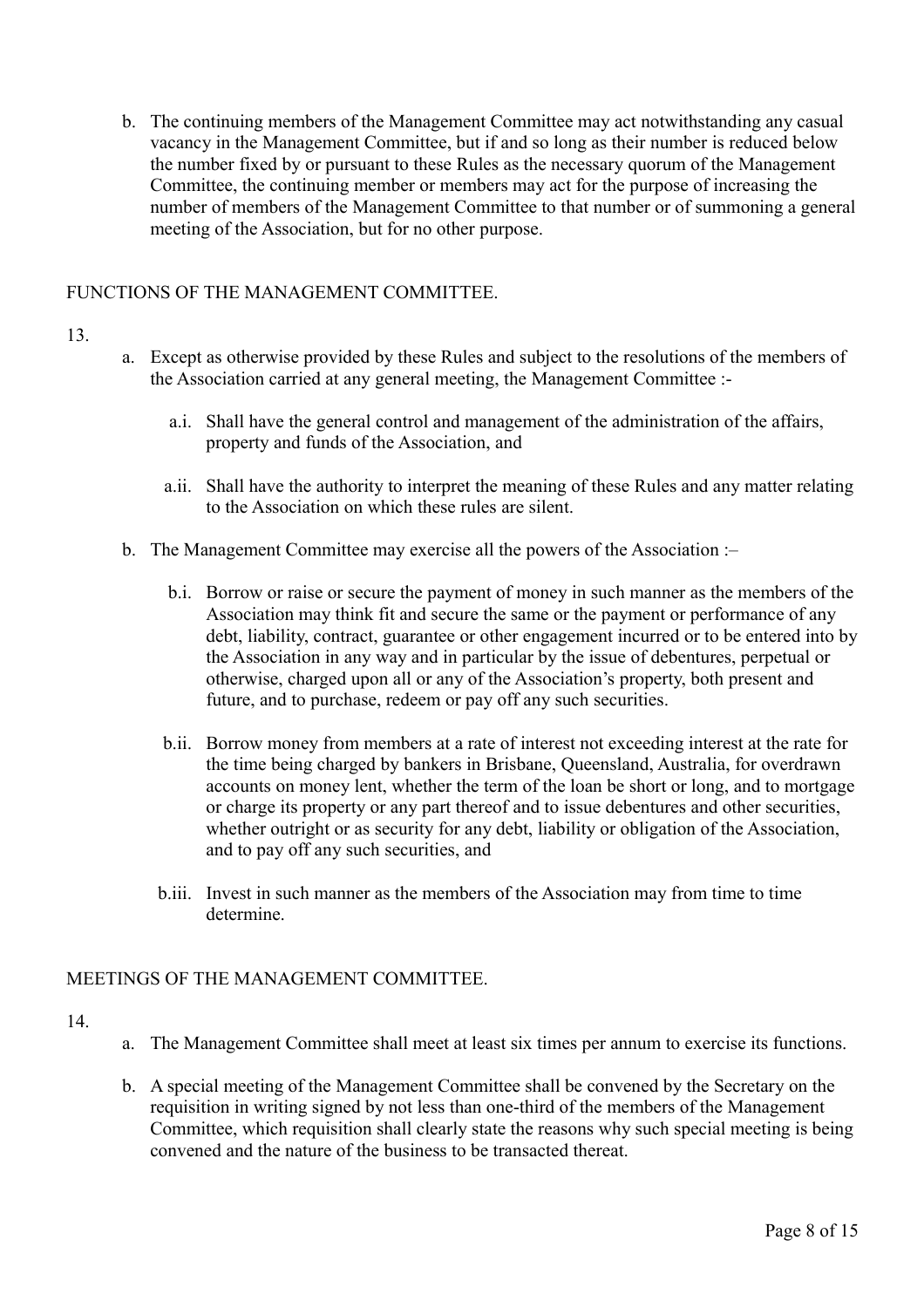b. The continuing members of the Management Committee may act notwithstanding any casual vacancy in the Management Committee, but if and so long as their number is reduced below the number fixed by or pursuant to these Rules as the necessary quorum of the Management Committee, the continuing member or members may act for the purpose of increasing the number of members of the Management Committee to that number or of summoning a general meeting of the Association, but for no other purpose.

## FUNCTIONS OF THE MANAGEMENT COMMITTEE.

13.

a. Except as otherwise provided by these Rules and subject to the resolutions of the members of the Association carried at any general meeting, the Management Committee :-

   a.i. Shall have the general control and management of the administration of the affairs, property and funds of the Association, and

   a.ii. Shall have the authority to interpret the meaning of these Rules and any matter relating to the Association on which these rules are silent.

b. The Management Committee may exercise all the powers of the Association :–

   b.i. Borrow or raise or secure the payment of money in such manner as the members of the Association may think fit and secure the same or the payment or performance of any debt, liability, contract, guarantee or other engagement incurred or to be entered into by the Association in any way and in particular by the issue of debentures, perpetual or otherwise, charged upon all or any of the Association's property, both present and future, and to purchase, redeem or pay off any such securities.

   b.ii. Borrow money from members at a rate of interest not exceeding interest at the rate for the time being charged by bankers in Brisbane, Queensland, Australia, for overdrawn accounts on money lent, whether the term of the loan be short or long, and to mortgage or charge its property or any part thereof and to issue debentures and other securities, whether outright or as security for any debt, liability or obligation of the Association, and to pay off any such securities, and

   b.iii. Invest in such manner as the members of the Association may from time to time determine.

## MEETINGS OF THE MANAGEMENT COMMITTEE.

14.

a. The Management Committee shall meet at least six times per annum to exercise its functions.

b. A special meeting of the Management Committee shall be convened by the Secretary on the requisition in writing signed by not less than one-third of the members of the Management Committee, which requisition shall clearly state the reasons why such special meeting is being convened and the nature of the business to be transacted thereat.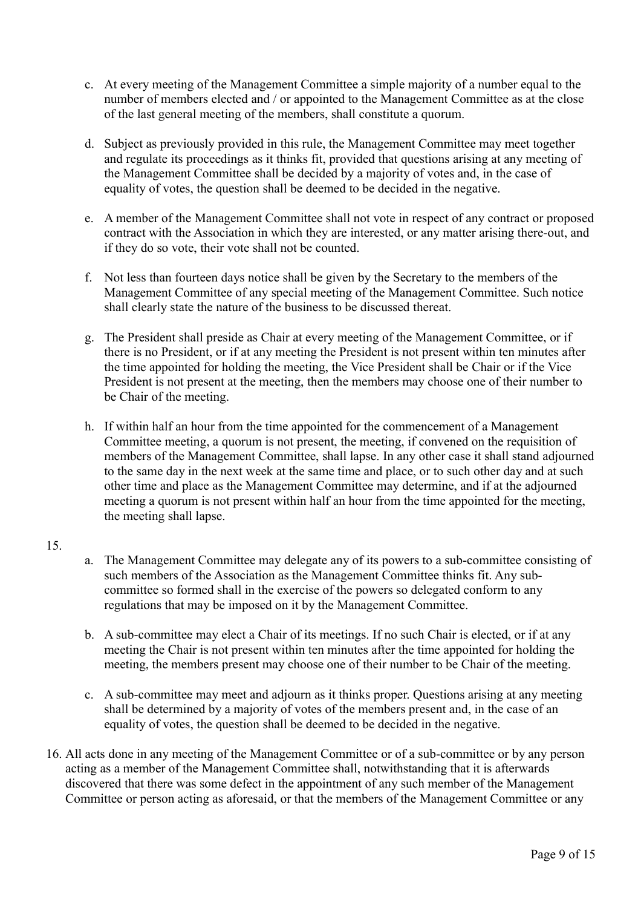c. At every meeting of the Management Committee a simple majority of a number equal to the number of members elected and / or appointed to the Management Committee as at the close of the last general meeting of the members, shall constitute a quorum.

d. Subject as previously provided in this rule, the Management Committee may meet together and regulate its proceedings as it thinks fit, provided that questions arising at any meeting of the Management Committee shall be decided by a majority of votes and, in the case of equality of votes, the question shall be deemed to be decided in the negative.

e. A member of the Management Committee shall not vote in respect of any contract or proposed contract with the Association in which they are interested, or any matter arising there-out, and if they do so vote, their vote shall not be counted.

f. Not less than fourteen days notice shall be given by the Secretary to the members of the Management Committee of any special meeting of the Management Committee. Such notice shall clearly state the nature of the business to be discussed thereat.

g. The President shall preside as Chair at every meeting of the Management Committee, or if there is no President, or if at any meeting the President is not present within ten minutes after the time appointed for holding the meeting, the Vice President shall be Chair or if the Vice President is not present at the meeting, then the members may choose one of their number to be Chair of the meeting.

h. If within half an hour from the time appointed for the commencement of a Management Committee meeting, a quorum is not present, the meeting, if convened on the requisition of members of the Management Committee, shall lapse. In any other case it shall stand adjourned to the same day in the next week at the same time and place, or to such other day and at such other time and place as the Management Committee may determine, and if at the adjourned meeting a quorum is not present within half an hour from the time appointed for the meeting, the meeting shall lapse.

15.

a. The Management Committee may delegate any of its powers to a sub-committee consisting of such members of the Association as the Management Committee thinks fit. Any sub-committee so formed shall in the exercise of the powers so delegated conform to any regulations that may be imposed on it by the Management Committee.

b. A sub-committee may elect a Chair of its meetings. If no such Chair is elected, or if at any meeting the Chair is not present within ten minutes after the time appointed for holding the meeting, the members present may choose one of their number to be Chair of the meeting.

c. A sub-committee may meet and adjourn as it thinks proper. Questions arising at any meeting shall be determined by a majority of votes of the members present and, in the case of an equality of votes, the question shall be deemed to be decided in the negative.

16. All acts done in any meeting of the Management Committee or of a sub-committee or by any person acting as a member of the Management Committee shall, notwithstanding that it is afterwards discovered that there was some defect in the appointment of any such member of the Management Committee or person acting as aforesaid, or that the members of the Management Committee or any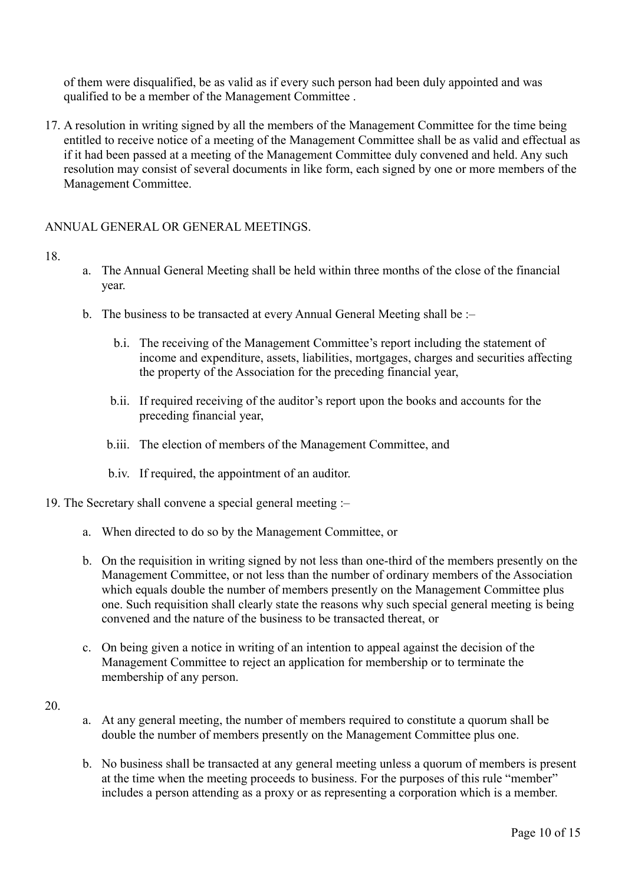of them were disqualified, be as valid as if every such person had been duly appointed and was qualified to be a member of the Management Committee .

17. A resolution in writing signed by all the members of the Management Committee for the time being entitled to receive notice of a meeting of the Management Committee shall be as valid and effectual as if it had been passed at a meeting of the Management Committee duly convened and held. Any such resolution may consist of several documents in like form, each signed by one or more members of the Management Committee.

ANNUAL GENERAL OR GENERAL MEETINGS.

18.
   a. The Annual General Meeting shall be held within three months of the close of the financial year.
   b. The business to be transacted at every Annual General Meeting shall be :–
      b.i. The receiving of the Management Committee's report including the statement of income and expenditure, assets, liabilities, mortgages, charges and securities affecting the property of the Association for the preceding financial year,
      b.ii. If required receiving of the auditor's report upon the books and accounts for the preceding financial year,
      b.iii. The election of members of the Management Committee, and
      b.iv. If required, the appointment of an auditor.

19. The Secretary shall convene a special general meeting :–
   a. When directed to do so by the Management Committee, or
   b. On the requisition in writing signed by not less than one-third of the members presently on the Management Committee, or not less than the number of ordinary members of the Association which equals double the number of members presently on the Management Committee plus one. Such requisition shall clearly state the reasons why such special general meeting is being convened and the nature of the business to be transacted thereat, or
   c. On being given a notice in writing of an intention to appeal against the decision of the Management Committee to reject an application for membership or to terminate the membership of any person.

20.
   a. At any general meeting, the number of members required to constitute a quorum shall be double the number of members presently on the Management Committee plus one.
   b. No business shall be transacted at any general meeting unless a quorum of members is present at the time when the meeting proceeds to business. For the purposes of this rule "member" includes a person attending as a proxy or as representing a corporation which is a member.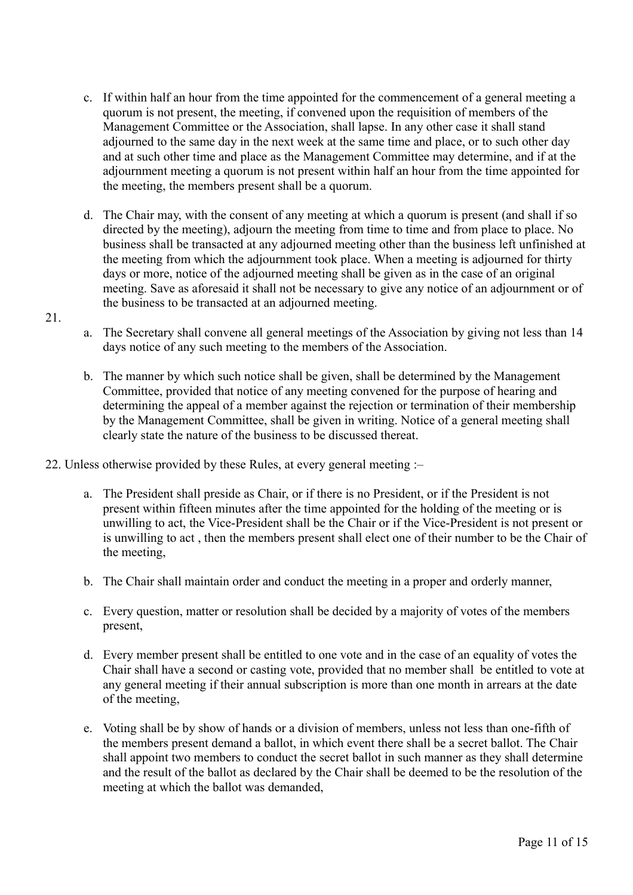c. If within half an hour from the time appointed for the commencement of a general meeting a quorum is not present, the meeting, if convened upon the requisition of members of the Management Committee or the Association, shall lapse. In any other case it shall stand adjourned to the same day in the next week at the same time and place, or to such other day and at such other time and place as the Management Committee may determine, and if at the adjournment meeting a quorum is not present within half an hour from the time appointed for the meeting, the members present shall be a quorum.

d. The Chair may, with the consent of any meeting at which a quorum is present (and shall if so directed by the meeting), adjourn the meeting from time to time and from place to place. No business shall be transacted at any adjourned meeting other than the business left unfinished at the meeting from which the adjournment took place. When a meeting is adjourned for thirty days or more, notice of the adjourned meeting shall be given as in the case of an original meeting. Save as aforesaid it shall not be necessary to give any notice of an adjournment or of the business to be transacted at an adjourned meeting.

21.

a. The Secretary shall convene all general meetings of the Association by giving not less than 14 days notice of any such meeting to the members of the Association.

b. The manner by which such notice shall be given, shall be determined by the Management Committee, provided that notice of any meeting convened for the purpose of hearing and determining the appeal of a member against the rejection or termination of their membership by the Management Committee, shall be given in writing. Notice of a general meeting shall clearly state the nature of the business to be discussed thereat.

22. Unless otherwise provided by these Rules, at every general meeting :–

a. The President shall preside as Chair, or if there is no President, or if the President is not present within fifteen minutes after the time appointed for the holding of the meeting or is unwilling to act, the Vice-President shall be the Chair or if the Vice-President is not present or is unwilling to act , then the members present shall elect one of their number to be the Chair of the meeting,

b. The Chair shall maintain order and conduct the meeting in a proper and orderly manner,

c. Every question, matter or resolution shall be decided by a majority of votes of the members present,

d. Every member present shall be entitled to one vote and in the case of an equality of votes the Chair shall have a second or casting vote, provided that no member shall be entitled to vote at any general meeting if their annual subscription is more than one month in arrears at the date of the meeting,

e. Voting shall be by show of hands or a division of members, unless not less than one-fifth of the members present demand a ballot, in which event there shall be a secret ballot. The Chair shall appoint two members to conduct the secret ballot in such manner as they shall determine and the result of the ballot as declared by the Chair shall be deemed to be the resolution of the meeting at which the ballot was demanded,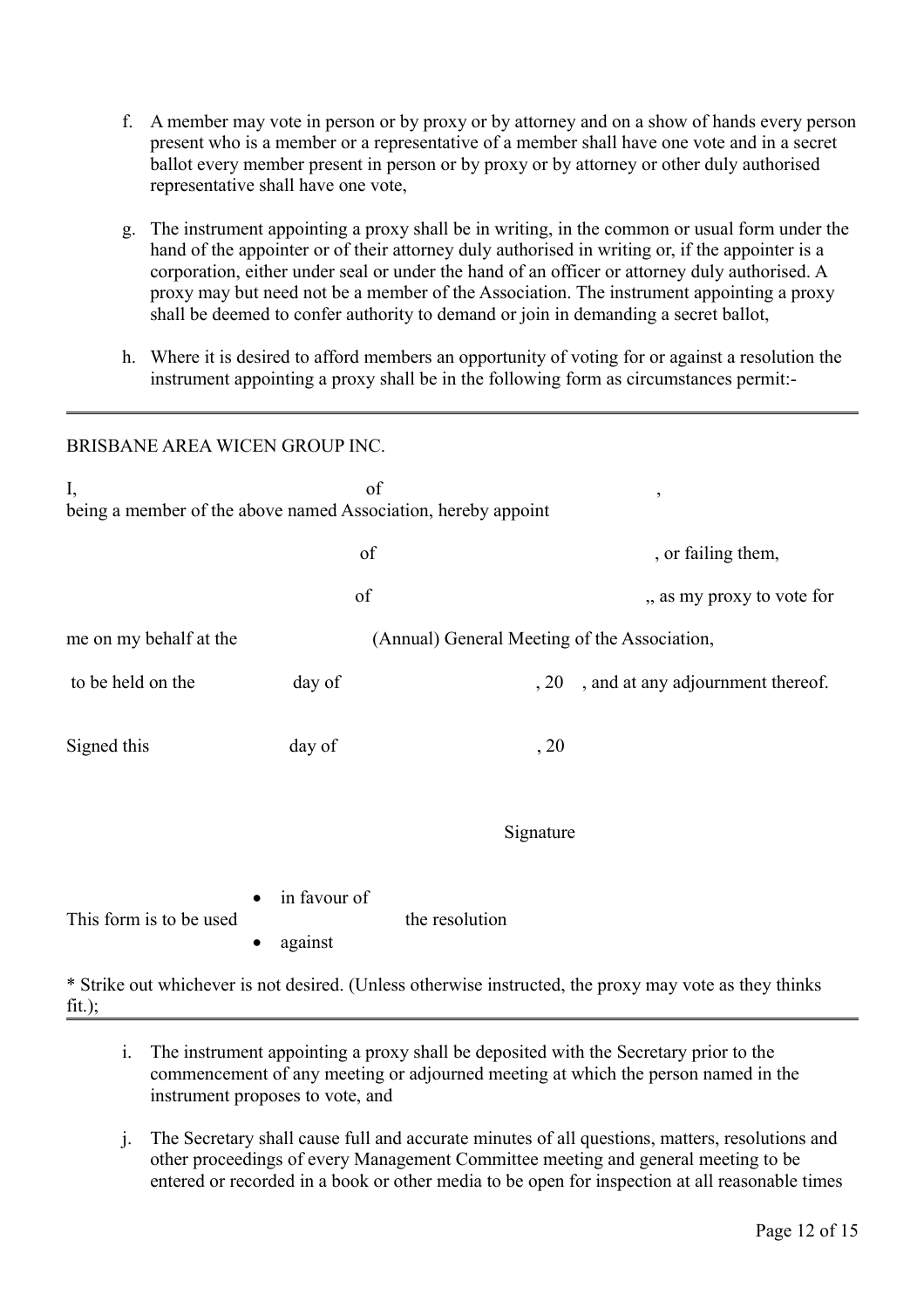f. A member may vote in person or by proxy or by attorney and on a show of hands every person present who is a member or a representative of a member shall have one vote and in a secret ballot every member present in person or by proxy or by attorney or other duly authorised representative shall have one vote,

g. The instrument appointing a proxy shall be in writing, in the common or usual form under the hand of the appointer or of their attorney duly authorised in writing or, if the appointer is a corporation, either under seal or under the hand of an officer or attorney duly authorised. A proxy may but need not be a member of the Association. The instrument appointing a proxy shall be deemed to confer authority to demand or join in demanding a secret ballot,

h. Where it is desired to afford members an opportunity of voting for or against a resolution the instrument appointing a proxy shall be in the following form as circumstances permit:-

---

BRISBANE AREA WICEN GROUP INC.

I, &nbsp;&nbsp;&nbsp;&nbsp;&nbsp;&nbsp;&nbsp;&nbsp;&nbsp;&nbsp;&nbsp;&nbsp;&nbsp;&nbsp;&nbsp;&nbsp;&nbsp;&nbsp;&nbsp;&nbsp; of &nbsp;&nbsp;&nbsp;&nbsp;&nbsp;&nbsp;&nbsp;&nbsp;&nbsp;&nbsp;&nbsp;&nbsp;&nbsp;&nbsp;&nbsp;&nbsp;&nbsp;&nbsp;&nbsp;&nbsp; ,
being a member of the above named Association, hereby appoint

&nbsp;&nbsp;&nbsp;&nbsp;&nbsp;&nbsp;&nbsp;&nbsp;&nbsp;&nbsp;&nbsp;&nbsp;&nbsp;&nbsp;&nbsp;&nbsp;&nbsp;&nbsp;&nbsp;&nbsp; of &nbsp;&nbsp;&nbsp;&nbsp;&nbsp;&nbsp;&nbsp;&nbsp;&nbsp;&nbsp;&nbsp;&nbsp;&nbsp;&nbsp;&nbsp;&nbsp;&nbsp;&nbsp;&nbsp;&nbsp; , or failing them,

&nbsp;&nbsp;&nbsp;&nbsp;&nbsp;&nbsp;&nbsp;&nbsp;&nbsp;&nbsp;&nbsp;&nbsp;&nbsp;&nbsp;&nbsp;&nbsp;&nbsp;&nbsp;&nbsp;&nbsp; of &nbsp;&nbsp;&nbsp;&nbsp;&nbsp;&nbsp;&nbsp;&nbsp;&nbsp;&nbsp;&nbsp;&nbsp;&nbsp;&nbsp;&nbsp;&nbsp;&nbsp;&nbsp;&nbsp;&nbsp; ,, as my proxy to vote for

me on my behalf at the &nbsp;&nbsp;&nbsp;&nbsp;&nbsp;&nbsp;&nbsp;&nbsp;&nbsp;&nbsp; (Annual) General Meeting of the Association,

to be held on the &nbsp;&nbsp;&nbsp;&nbsp;&nbsp;&nbsp;&nbsp;&nbsp;&nbsp;&nbsp; day of &nbsp;&nbsp;&nbsp;&nbsp;&nbsp;&nbsp;&nbsp;&nbsp;&nbsp;&nbsp;&nbsp;&nbsp;&nbsp;&nbsp;&nbsp;&nbsp;&nbsp;&nbsp;&nbsp;&nbsp; , 20 &nbsp;&nbsp; , and at any adjournment thereof.

Signed this &nbsp;&nbsp;&nbsp;&nbsp;&nbsp;&nbsp;&nbsp;&nbsp;&nbsp;&nbsp; day of &nbsp;&nbsp;&nbsp;&nbsp;&nbsp;&nbsp;&nbsp;&nbsp;&nbsp;&nbsp;&nbsp;&nbsp;&nbsp;&nbsp;&nbsp;&nbsp;&nbsp;&nbsp;&nbsp;&nbsp; , 20

Signature

This form is to be used
- in favour of
- against

the resolution

* Strike out whichever is not desired. (Unless otherwise instructed, the proxy may vote as they thinks fit.);

---

i. The instrument appointing a proxy shall be deposited with the Secretary prior to the commencement of any meeting or adjourned meeting at which the person named in the instrument proposes to vote, and

j. The Secretary shall cause full and accurate minutes of all questions, matters, resolutions and other proceedings of every Management Committee meeting and general meeting to be entered or recorded in a book or other media to be open for inspection at all reasonable times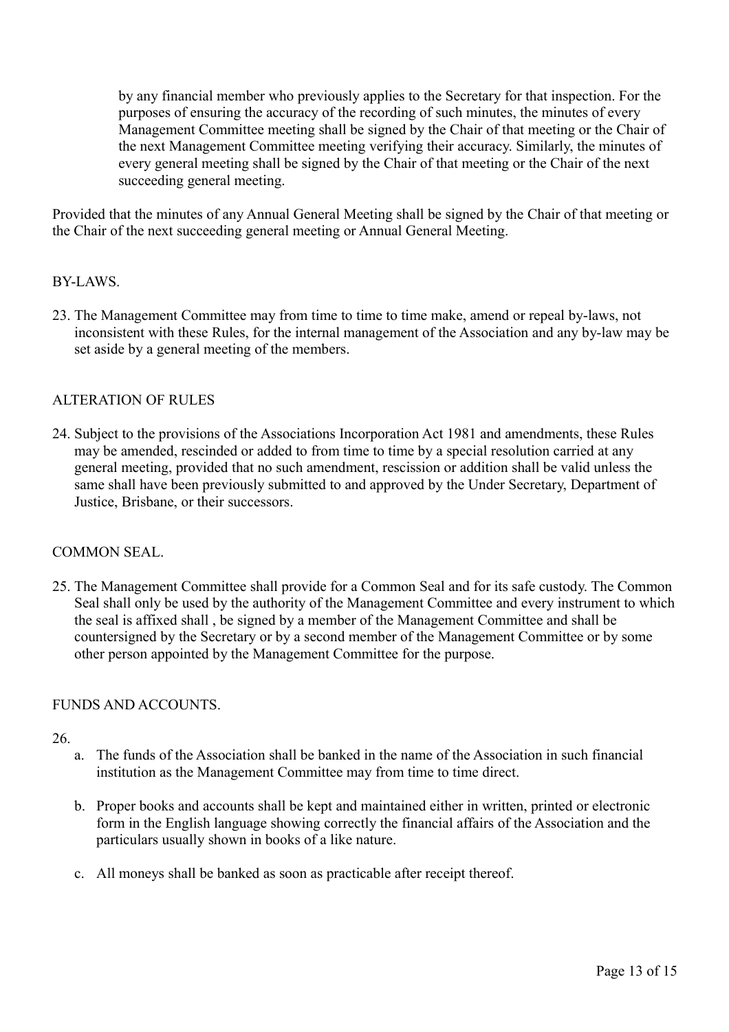by any financial member who previously applies to the Secretary for that inspection. For the purposes of ensuring the accuracy of the recording of such minutes, the minutes of every Management Committee meeting shall be signed by the Chair of that meeting or the Chair of the next Management Committee meeting verifying their accuracy. Similarly, the minutes of every general meeting shall be signed by the Chair of that meeting or the Chair of the next succeeding general meeting.

Provided that the minutes of any Annual General Meeting shall be signed by the Chair of that meeting or the Chair of the next succeeding general meeting or Annual General Meeting.

BY-LAWS.

23. The Management Committee may from time to time to time make, amend or repeal by-laws, not inconsistent with these Rules, for the internal management of the Association and any by-law may be set aside by a general meeting of the members.

ALTERATION OF RULES

24. Subject to the provisions of the Associations Incorporation Act 1981 and amendments, these Rules may be amended, rescinded or added to from time to time by a special resolution carried at any general meeting, provided that no such amendment, rescission or addition shall be valid unless the same shall have been previously submitted to and approved by the Under Secretary, Department of Justice, Brisbane, or their successors.

COMMON SEAL.

25. The Management Committee shall provide for a Common Seal and for its safe custody. The Common Seal shall only be used by the authority of the Management Committee and every instrument to which the seal is affixed shall , be signed by a member of the Management Committee and shall be countersigned by the Secretary or by a second member of the Management Committee or by some other person appointed by the Management Committee for the purpose.

FUNDS AND ACCOUNTS.

26.

a. The funds of the Association shall be banked in the name of the Association in such financial institution as the Management Committee may from time to time direct.

b. Proper books and accounts shall be kept and maintained either in written, printed or electronic form in the English language showing correctly the financial affairs of the Association and the particulars usually shown in books of a like nature.

c. All moneys shall be banked as soon as practicable after receipt thereof.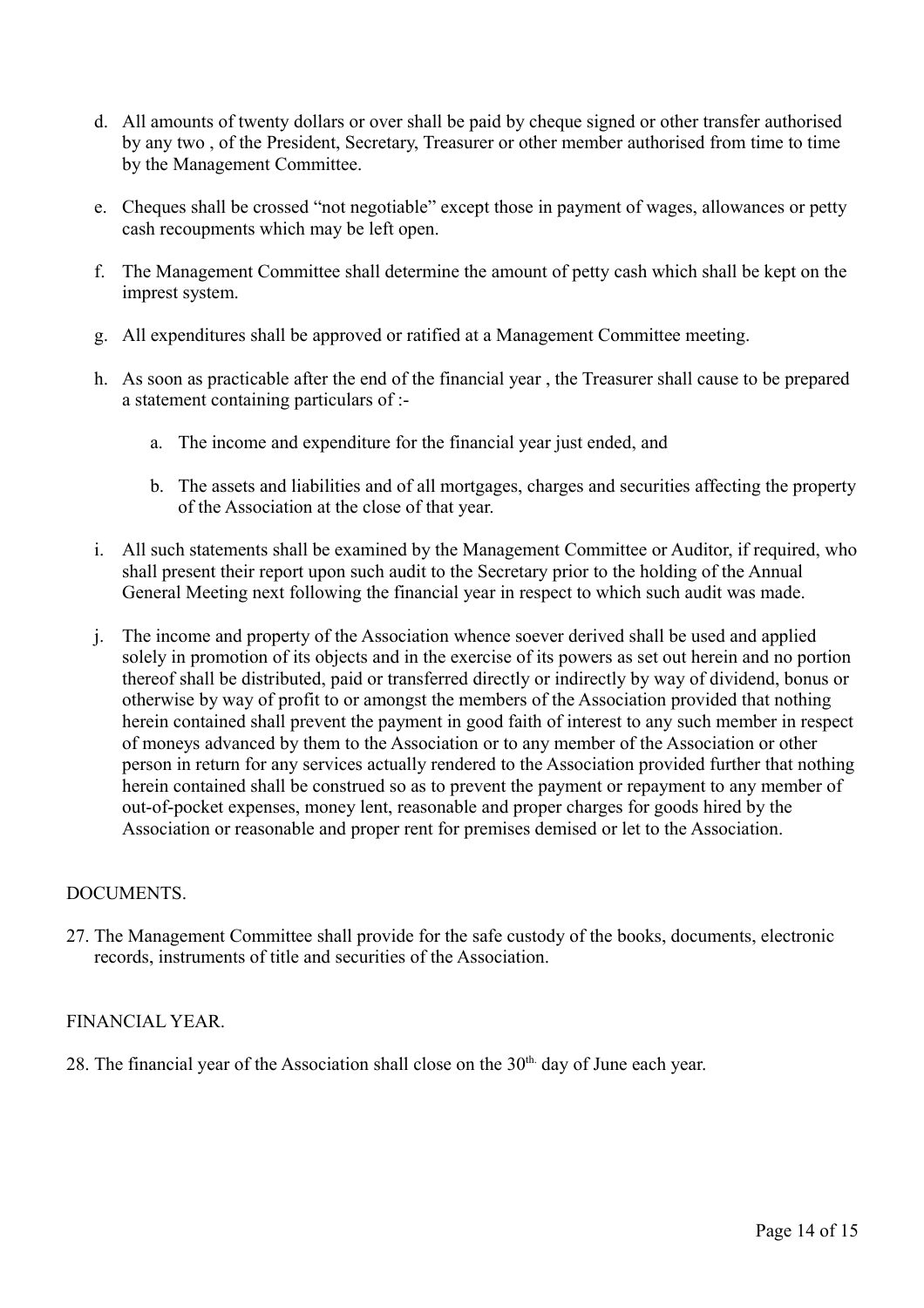d. All amounts of twenty dollars or over shall be paid by cheque signed or other transfer authorised by any two , of the President, Secretary, Treasurer or other member authorised from time to time by the Management Committee.

e. Cheques shall be crossed "not negotiable" except those in payment of wages, allowances or petty cash recoupments which may be left open.

f. The Management Committee shall determine the amount of petty cash which shall be kept on the imprest system.

g. All expenditures shall be approved or ratified at a Management Committee meeting.

h. As soon as practicable after the end of the financial year , the Treasurer shall cause to be prepared a statement containing particulars of :-

   a. The income and expenditure for the financial year just ended, and

   b. The assets and liabilities and of all mortgages, charges and securities affecting the property of the Association at the close of that year.

i. All such statements shall be examined by the Management Committee or Auditor, if required, who shall present their report upon such audit to the Secretary prior to the holding of the Annual General Meeting next following the financial year in respect to which such audit was made.

j. The income and property of the Association whence soever derived shall be used and applied solely in promotion of its objects and in the exercise of its powers as set out herein and no portion thereof shall be distributed, paid or transferred directly or indirectly by way of dividend, bonus or otherwise by way of profit to or amongst the members of the Association provided that nothing herein contained shall prevent the payment in good faith of interest to any such member in respect of moneys advanced by them to the Association or to any member of the Association or other person in return for any services actually rendered to the Association provided further that nothing herein contained shall be construed so as to prevent the payment or repayment to any member of out-of-pocket expenses, money lent, reasonable and proper charges for goods hired by the Association or reasonable and proper rent for premises demised or let to the Association.

DOCUMENTS.

27. The Management Committee shall provide for the safe custody of the books, documents, electronic records, instruments of title and securities of the Association.

FINANCIAL YEAR.

28. The financial year of the Association shall close on the 30th day of June each year.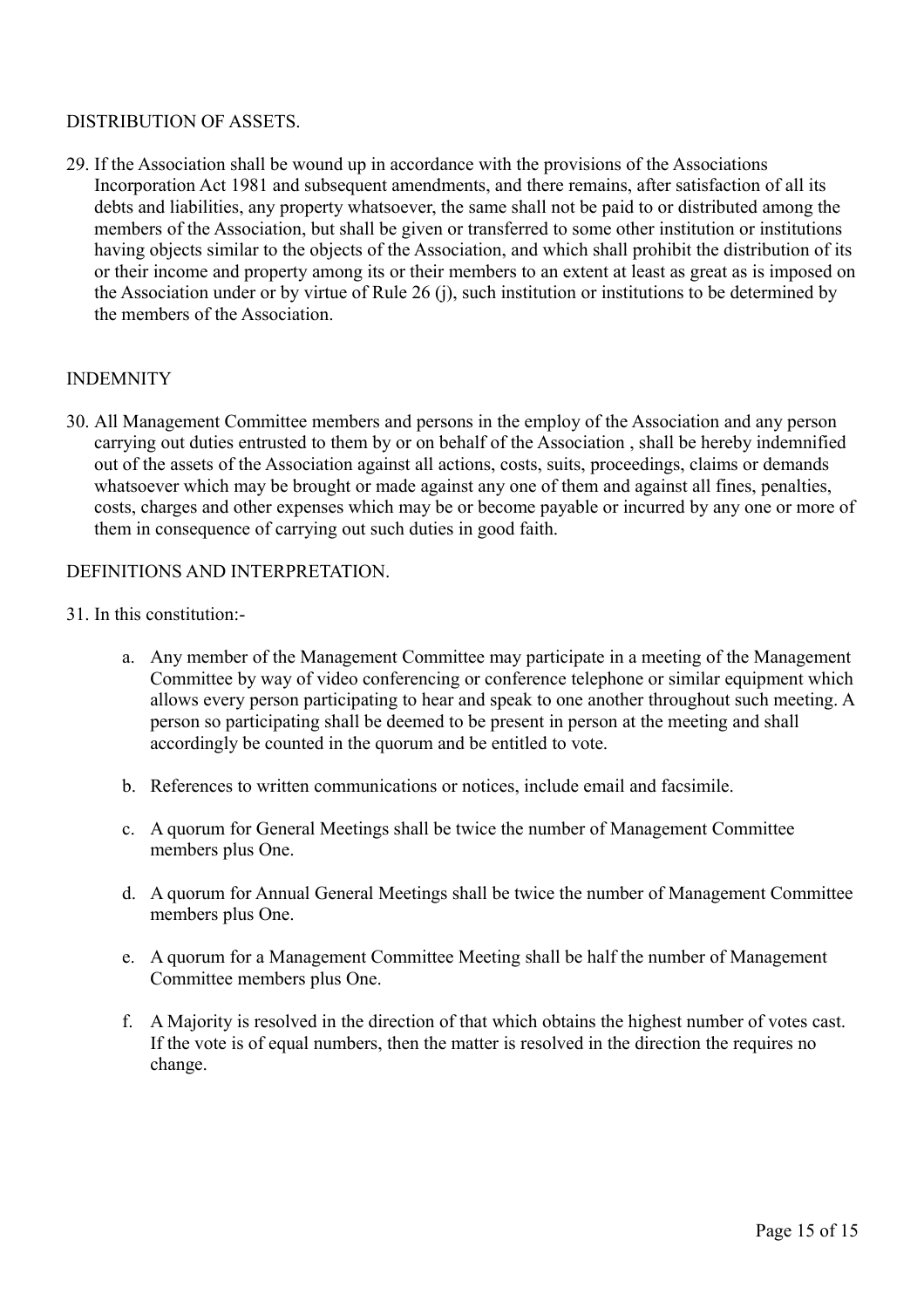## DISTRIBUTION OF ASSETS.

29. If the Association shall be wound up in accordance with the provisions of the Associations Incorporation Act 1981 and subsequent amendments, and there remains, after satisfaction of all its debts and liabilities, any property whatsoever, the same shall not be paid to or distributed among the members of the Association, but shall be given or transferred to some other institution or institutions having objects similar to the objects of the Association, and which shall prohibit the distribution of its or their income and property among its or their members to an extent at least as great as is imposed on the Association under or by virtue of Rule 26 (j), such institution or institutions to be determined by the members of the Association.

## INDEMNITY

30. All Management Committee members and persons in the employ of the Association and any person carrying out duties entrusted to them by or on behalf of the Association , shall be hereby indemnified out of the assets of the Association against all actions, costs, suits, proceedings, claims or demands whatsoever which may be brought or made against any one of them and against all fines, penalties, costs, charges and other expenses which may be or become payable or incurred by any one or more of them in consequence of carrying out such duties in good faith.

## DEFINITIONS AND INTERPRETATION.

31. In this constitution:-

    a. Any member of the Management Committee may participate in a meeting of the Management Committee by way of video conferencing or conference telephone or similar equipment which allows every person participating to hear and speak to one another throughout such meeting. A person so participating shall be deemed to be present in person at the meeting and shall accordingly be counted in the quorum and be entitled to vote.

    b. References to written communications or notices, include email and facsimile.

    c. A quorum for General Meetings shall be twice the number of Management Committee members plus One.

    d. A quorum for Annual General Meetings shall be twice the number of Management Committee members plus One.

    e. A quorum for a Management Committee Meeting shall be half the number of Management Committee members plus One.

    f. A Majority is resolved in the direction of that which obtains the highest number of votes cast. If the vote is of equal numbers, then the matter is resolved in the direction the requires no change.